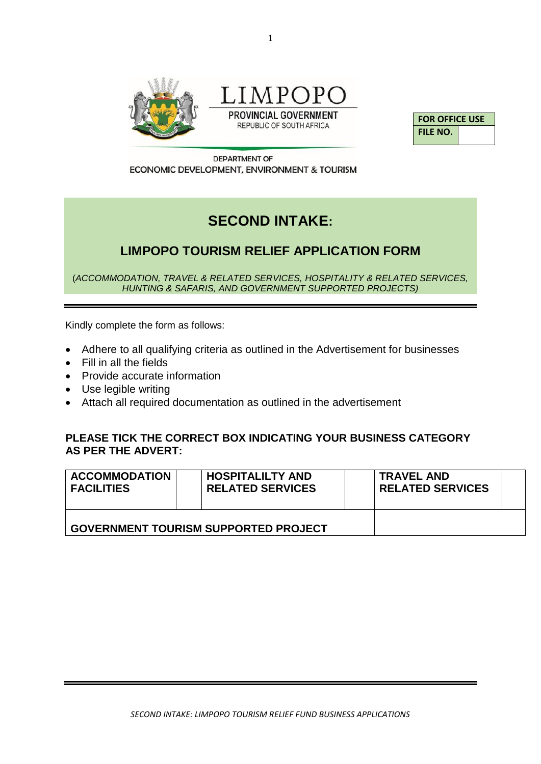LIMPOPO

PROVINCIAL GOVERNMENT

REPUBLIC OF SOUTH AFRICA

DEPARTMENT OF

ECONOMIC DEVELOPMENT, ENVIRONMENT & TOURISM

| FOR OFFICE USE | |
|---|---|
| FILE NO. | |

# SECOND INTAKE:

## LIMPOPO TOURISM RELIEF APPLICATION FORM

(*ACCOMMODATION, TRAVEL & RELATED SERVICES, HOSPITALITY & RELATED SERVICES, HUNTING & SAFARIS, AND GOVERNMENT SUPPORTED PROJECTS)*

Kindly complete the form as follows:

- Adhere to all qualifying criteria as outlined in the Advertisement for businesses
- Fill in all the fields
- Provide accurate information
- Use legible writing
- Attach all required documentation as outlined in the advertisement

**PLEASE TICK THE CORRECT BOX INDICATING YOUR BUSINESS CATEGORY AS PER THE ADVERT:**

| ACCOMMODATION FACILITIES | | HOSPITALILTY AND RELATED SERVICES | | TRAVEL AND RELATED SERVICES | |
|---|---|---|---|---|---|
| GOVERNMENT TOURISM SUPPORTED PROJECT | | | | | |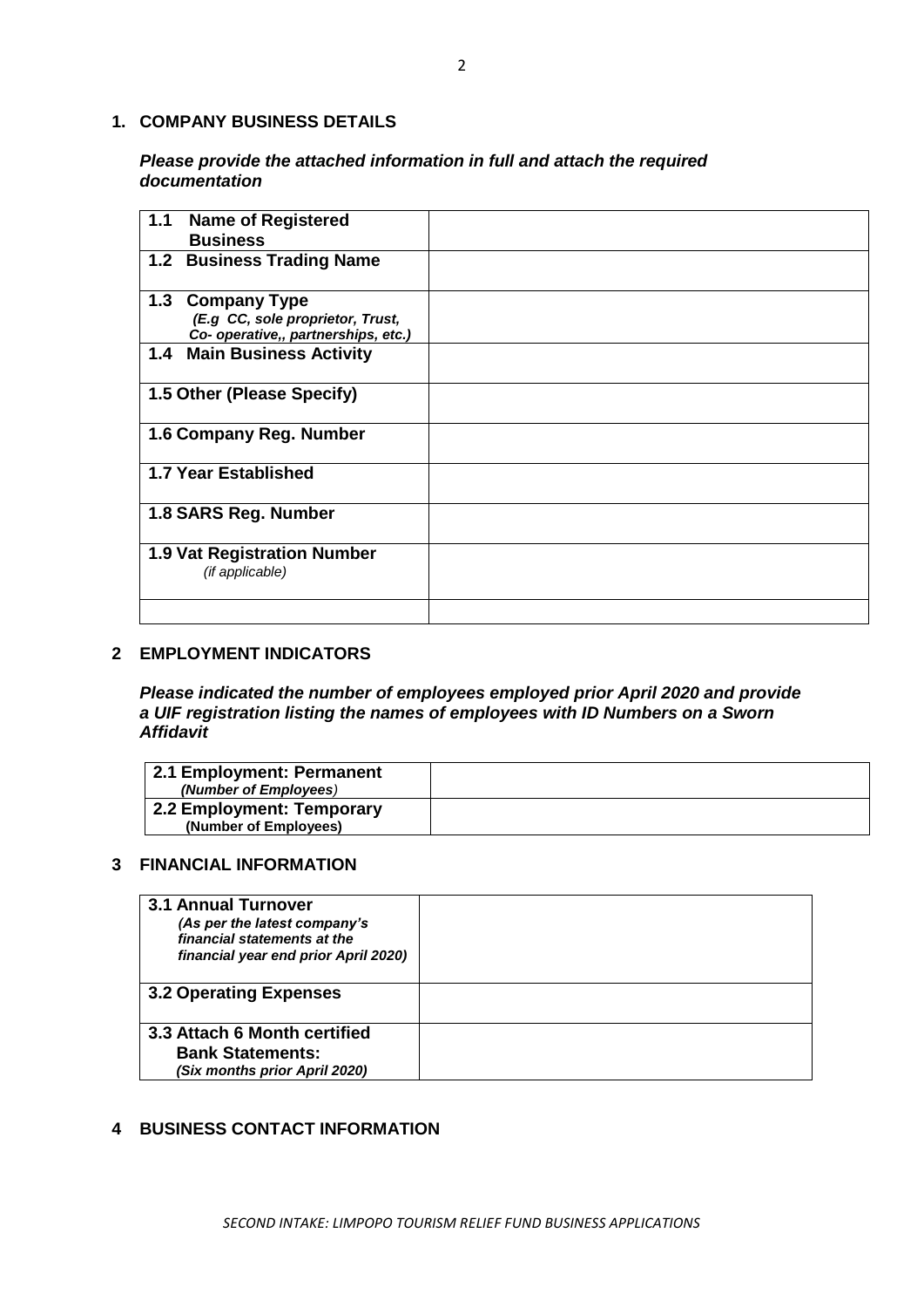## 1. COMPANY BUSINESS DETAILS

***Please provide the attached information in full and attach the required documentation***

| | |
|---|---|
| **1.1 Name of Registered Business** | |
| **1.2 Business Trading Name** | |
| **1.3 Company Type** *(E.g CC, sole proprietor, Trust, Co- operative,, partnerships, etc.)* | |
| **1.4 Main Business Activity** | |
| **1.5 Other (Please Specify)** | |
| **1.6 Company Reg. Number** | |
| **1.7 Year Established** | |
| **1.8 SARS Reg. Number** | |
| **1.9 Vat Registration Number** *(if applicable)* | |
| | |

## 2 EMPLOYMENT INDICATORS

***Please indicated the number of employees employed prior April 2020 and provide a UIF registration listing the names of employees with ID Numbers on a Sworn Affidavit***

| | |
|---|---|
| **2.1 Employment: Permanent** *(Number of Employees)* | |
| **2.2 Employment: Temporary** **(Number of Employees)** | |

## 3 FINANCIAL INFORMATION

| | |
|---|---|
| **3.1 Annual Turnover** ***(As per the latest company's financial statements at the financial year end prior April 2020)*** | |
| **3.2 Operating Expenses** | |
| **3.3 Attach 6 Month certified Bank Statements:** ***(Six months prior April 2020)*** | |

## 4 BUSINESS CONTACT INFORMATION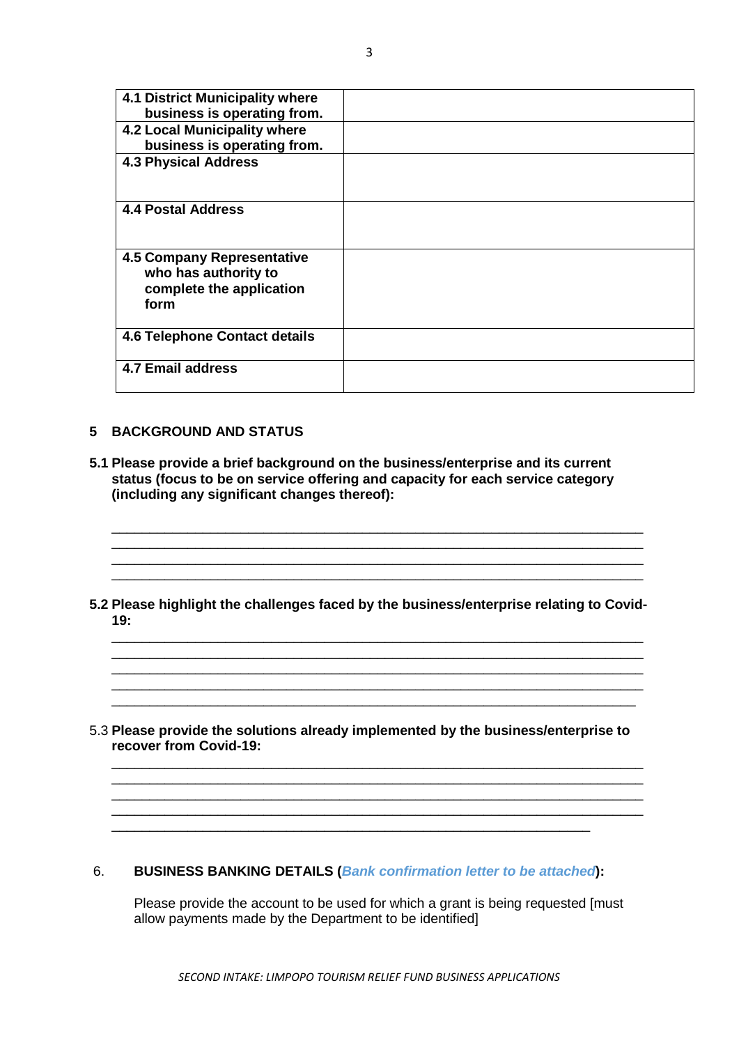| **4.1 District Municipality where business is operating from.** | |
|---|---|
| **4.2 Local Municipality where business is operating from.** | |
| **4.3 Physical Address** | |
| **4.4 Postal Address** | |
| **4.5 Company Representative who has authority to complete the application form** | |
| **4.6 Telephone Contact details** | |
| **4.7 Email address** | |

## 5 BACKGROUND AND STATUS

**5.1 Please provide a brief background on the business/enterprise and its current status (focus to be on service offering and capacity for each service category (including any significant changes thereof):**

_____________________________________________________________________________
_____________________________________________________________________________
_____________________________________________________________________________
_____________________________________________________________________________

**5.2 Please highlight the challenges faced by the business/enterprise relating to Covid-19:**

_____________________________________________________________________________
_____________________________________________________________________________
_____________________________________________________________________________
_____________________________________________________________________________
_____________________________________________________________________________

5.3 **Please provide the solutions already implemented by the business/enterprise to recover from Covid-19:**

_____________________________________________________________________________
_____________________________________________________________________________
_____________________________________________________________________________
_____________________________________________________________________________
_____________________________________________________________________________

## 6. BUSINESS BANKING DETAILS (*Bank confirmation letter to be attached*):

Please provide the account to be used for which a grant is being requested [must allow payments made by the Department to be identified]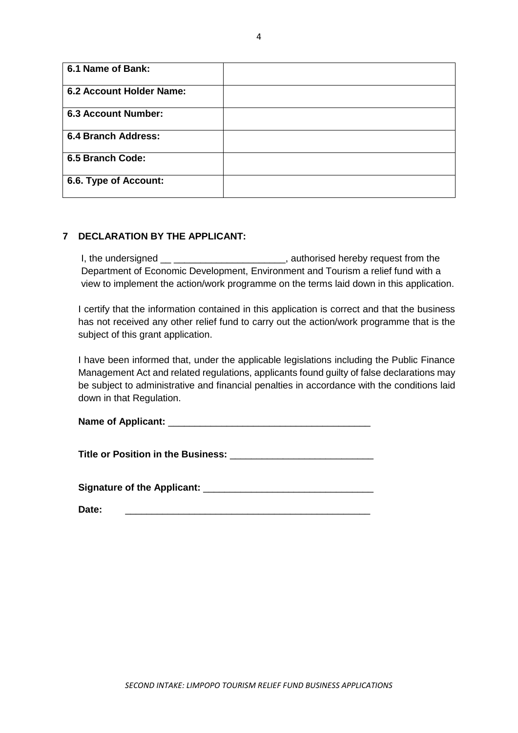| 6.1 Name of Bank: | |
|---|---|
| **6.2 Account Holder Name:** | |
| **6.3 Account Number:** | |
| **6.4 Branch Address:** | |
| **6.5 Branch Code:** | |
| **6.6. Type of Account:** | |

## 7 DECLARATION BY THE APPLICANT:

I, the undersigned __ _____________________, authorised hereby request from the Department of Economic Development, Environment and Tourism a relief fund with a view to implement the action/work programme on the terms laid down in this application.

I certify that the information contained in this application is correct and that the business has not received any other relief fund to carry out the action/work programme that is the subject of this grant application.

I have been informed that, under the applicable legislations including the Public Finance Management Act and related regulations, applicants found guilty of false declarations may be subject to administrative and financial penalties in accordance with the conditions laid down in that Regulation.

**Name of Applicant:** _____________________________________

**Title or Position in the Business:** __________________________

**Signature of the Applicant:** _______________________________

**Date:** _____________________________________________

*SECOND INTAKE: LIMPOPO TOURISM RELIEF FUND BUSINESS APPLICATIONS*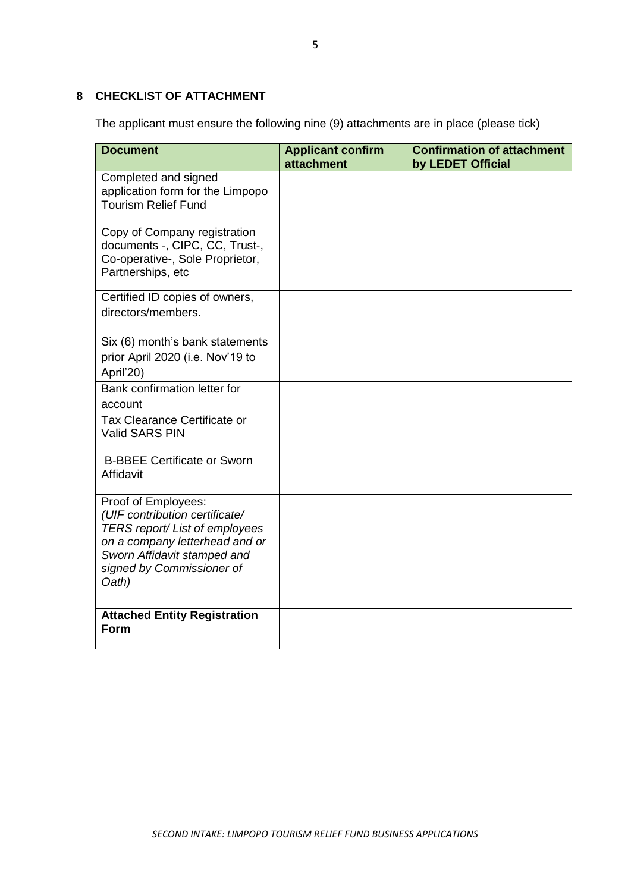## 8 CHECKLIST OF ATTACHMENT

The applicant must ensure the following nine (9) attachments are in place (please tick)

| Document | Applicant confirm attachment | Confirmation of attachment by LEDET Official |
|---|---|---|
| Completed and signed application form for the Limpopo Tourism Relief Fund | | |
| Copy of Company registration documents -, CIPC, CC, Trust-, Co-operative-, Sole Proprietor, Partnerships, etc | | |
| Certified ID copies of owners, directors/members. | | |
| Six (6) month's bank statements prior April 2020 (i.e. Nov'19 to April'20) | | |
| Bank confirmation letter for account | | |
| Tax Clearance Certificate or Valid SARS PIN | | |
| B-BBEE Certificate or Sworn Affidavit | | |
| Proof of Employees: *(UIF contribution certificate/ TERS report/ List of employees on a company letterhead and or Sworn Affidavit stamped and signed by Commissioner of Oath)* | | |
| **Attached Entity Registration Form** | | |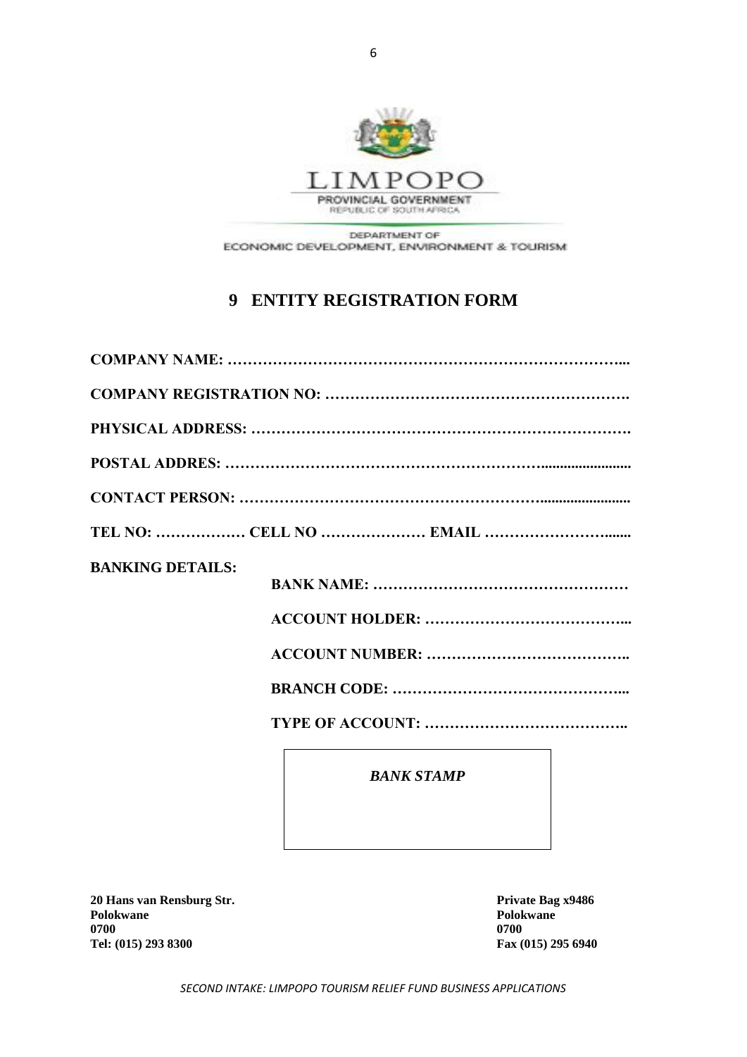LIMPOPO

PROVINCIAL GOVERNMENT

REPUBLIC OF SOUTH AFRICA

DEPARTMENT OF
ECONOMIC DEVELOPMENT, ENVIRONMENT & TOURISM

# 9 ENTITY REGISTRATION FORM

**COMPANY NAME: ……………………………………………………………………...**

**COMPANY REGISTRATION NO: ………………………………………………….**

**PHYSICAL ADDRESS: ………………………………………………………………….**

**POSTAL ADDRES: ……………………………………………………........................**

**CONTACT PERSON: …………………………………………………........................**

**TEL NO: ……………… CELL NO ………………… EMAIL ……………………......**

**BANKING DETAILS:**

**BANK NAME: ……………………………………………**

**ACCOUNT HOLDER: …………………………………...**

**ACCOUNT NUMBER: …………………………………..**

**BRANCH CODE: ………………………………………...**

**TYPE OF ACCOUNT: …………………………………..**

***BANK STAMP***

**20 Hans van Rensburg Str.**
**Polokwane**
**0700**
**Tel: (015) 293 8300**

**Private Bag x9486**
**Polokwane**
**0700**
**Fax (015) 295 6940**